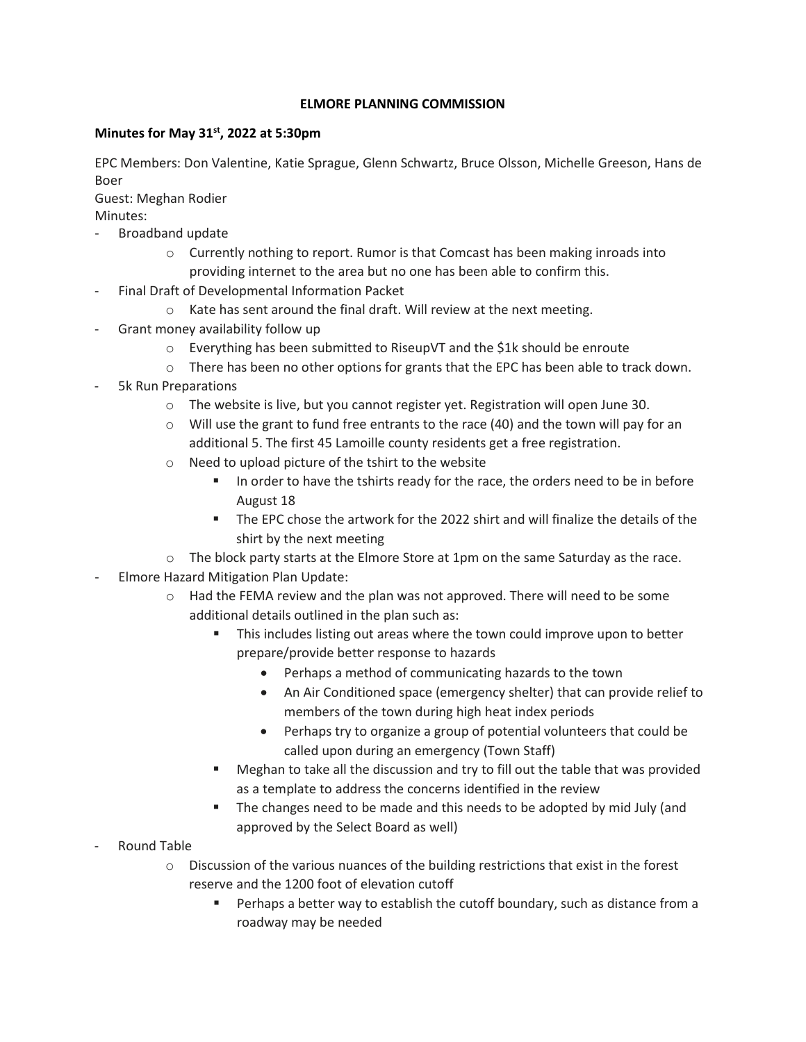# ELMORE PLANNING COMMISSION

**Minutes for May 31st, 2022 at 5:30pm**

EPC Members: Don Valentine, Katie Sprague, Glenn Schwartz, Bruce Olsson, Michelle Greeson, Hans de Boer
Guest: Meghan Rodier
Minutes:

- Broadband update
  - Currently nothing to report. Rumor is that Comcast has been making inroads into providing internet to the area but no one has been able to confirm this.
- Final Draft of Developmental Information Packet
  - Kate has sent around the final draft. Will review at the next meeting.
- Grant money availability follow up
  - Everything has been submitted to RiseupVT and the $1k should be enroute
  - There has been no other options for grants that the EPC has been able to track down.
- 5k Run Preparations
  - The website is live, but you cannot register yet. Registration will open June 30.
  - Will use the grant to fund free entrants to the race (40) and the town will pay for an additional 5. The first 45 Lamoille county residents get a free registration.
  - Need to upload picture of the tshirt to the website
    - In order to have the tshirts ready for the race, the orders need to be in before August 18
    - The EPC chose the artwork for the 2022 shirt and will finalize the details of the shirt by the next meeting
  - The block party starts at the Elmore Store at 1pm on the same Saturday as the race.
- Elmore Hazard Mitigation Plan Update:
  - Had the FEMA review and the plan was not approved. There will need to be some additional details outlined in the plan such as:
    - This includes listing out areas where the town could improve upon to better prepare/provide better response to hazards
      - Perhaps a method of communicating hazards to the town
      - An Air Conditioned space (emergency shelter) that can provide relief to members of the town during high heat index periods
      - Perhaps try to organize a group of potential volunteers that could be called upon during an emergency (Town Staff)
    - Meghan to take all the discussion and try to fill out the table that was provided as a template to address the concerns identified in the review
    - The changes need to be made and this needs to be adopted by mid July (and approved by the Select Board as well)
- Round Table
  - Discussion of the various nuances of the building restrictions that exist in the forest reserve and the 1200 foot of elevation cutoff
    - Perhaps a better way to establish the cutoff boundary, such as distance from a roadway may be needed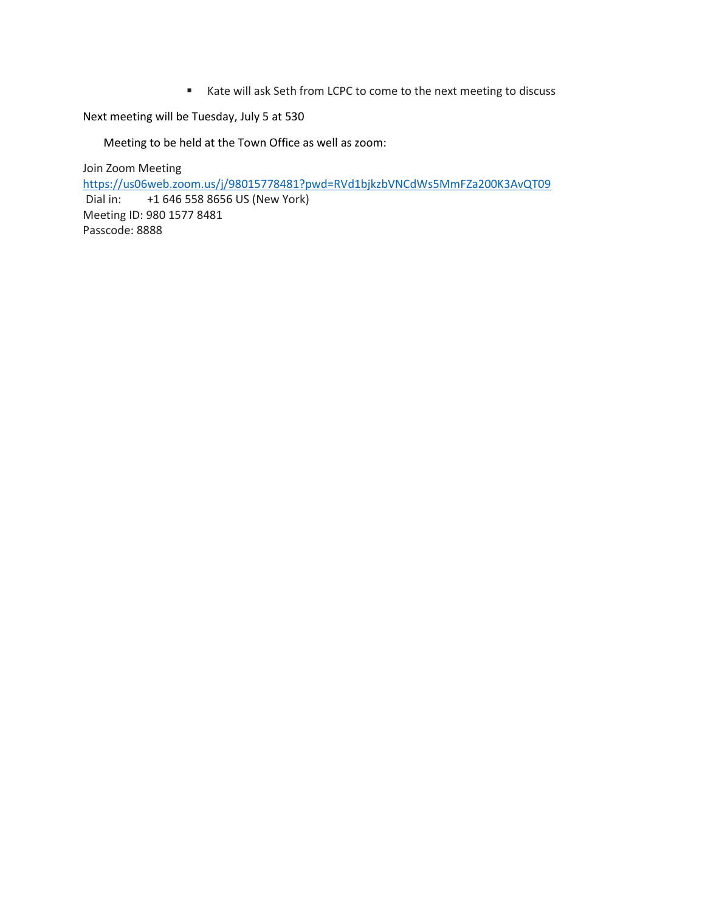- Kate will ask Seth from LCPC to come to the next meeting to discuss

Next meeting will be Tuesday, July 5 at 530

Meeting to be held at the Town Office as well as zoom:

Join Zoom Meeting
https://us06web.zoom.us/j/98015778481?pwd=RVd1bjkzbVNCdWs5MmFZa200K3AvQT09
Dial in: +1 646 558 8656 US (New York)
Meeting ID: 980 1577 8481
Passcode: 8888